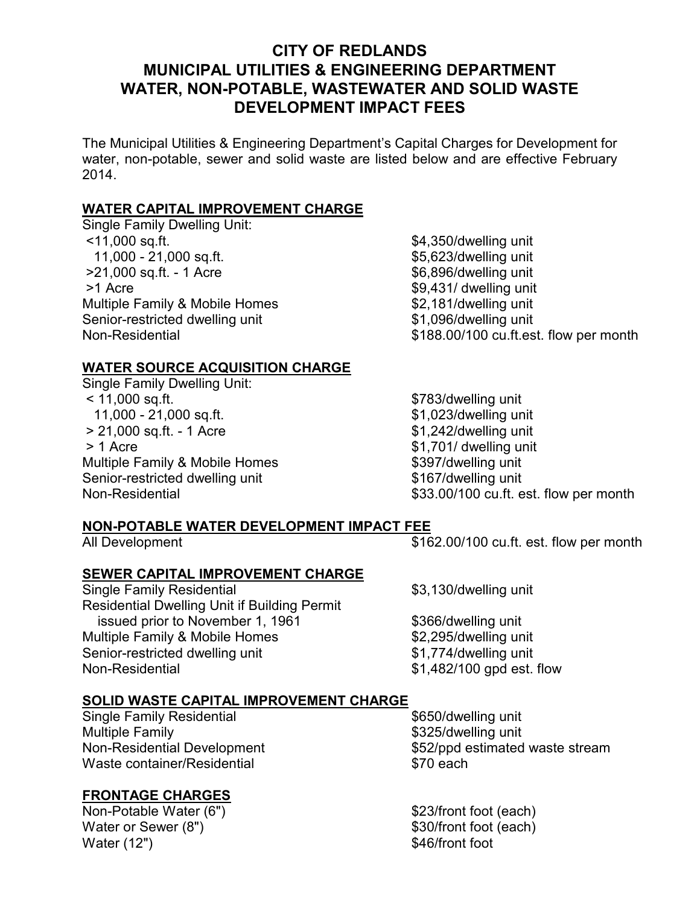# CITY OF REDLANDS
# MUNICIPAL UTILITIES & ENGINEERING DEPARTMENT
# WATER, NON-POTABLE, WASTEWATER AND SOLID WASTE DEVELOPMENT IMPACT FEES

The Municipal Utilities & Engineering Department's Capital Charges for Development for water, non-potable, sewer and solid waste are listed below and are effective February 2014.

## WATER CAPITAL IMPROVEMENT CHARGE

| | |
|---|---|
| Single Family Dwelling Unit: | |
| <11,000 sq.ft. | $4,350/dwelling unit |
| 11,000 - 21,000 sq.ft. | $5,623/dwelling unit |
| >21,000 sq.ft. - 1 Acre | $6,896/dwelling unit |
| >1 Acre | $9,431/ dwelling unit |
| Multiple Family & Mobile Homes | $2,181/dwelling unit |
| Senior-restricted dwelling unit | $1,096/dwelling unit |
| Non-Residential | $188.00/100 cu.ft.est. flow per month |

## WATER SOURCE ACQUISITION CHARGE

| | |
|---|---|
| Single Family Dwelling Unit: | |
| < 11,000 sq.ft. | $783/dwelling unit |
| 11,000 - 21,000 sq.ft. | $1,023/dwelling unit |
| > 21,000 sq.ft. - 1 Acre | $1,242/dwelling unit |
| > 1 Acre | $1,701/ dwelling unit |
| Multiple Family & Mobile Homes | $397/dwelling unit |
| Senior-restricted dwelling unit | $167/dwelling unit |
| Non-Residential | $33.00/100 cu.ft. est. flow per month |

## NON-POTABLE WATER DEVELOPMENT IMPACT FEE

| | |
|---|---|
| All Development | $162.00/100 cu.ft. est. flow per month |

## SEWER CAPITAL IMPROVEMENT CHARGE

| | |
|---|---|
| Single Family Residential | $3,130/dwelling unit |
| Residential Dwelling Unit if Building Permit issued prior to November 1, 1961 | $366/dwelling unit |
| Multiple Family & Mobile Homes | $2,295/dwelling unit |
| Senior-restricted dwelling unit | $1,774/dwelling unit |
| Non-Residential | $1,482/100 gpd est. flow |

## SOLID WASTE CAPITAL IMPROVEMENT CHARGE

| | |
|---|---|
| Single Family Residential | $650/dwelling unit |
| Multiple Family | $325/dwelling unit |
| Non-Residential Development | $52/ppd estimated waste stream |
| Waste container/Residential | $70 each |

## FRONTAGE CHARGES

| | |
|---|---|
| Non-Potable Water (6") | $23/front foot (each) |
| Water or Sewer (8") | $30/front foot (each) |
| Water (12") | $46/front foot |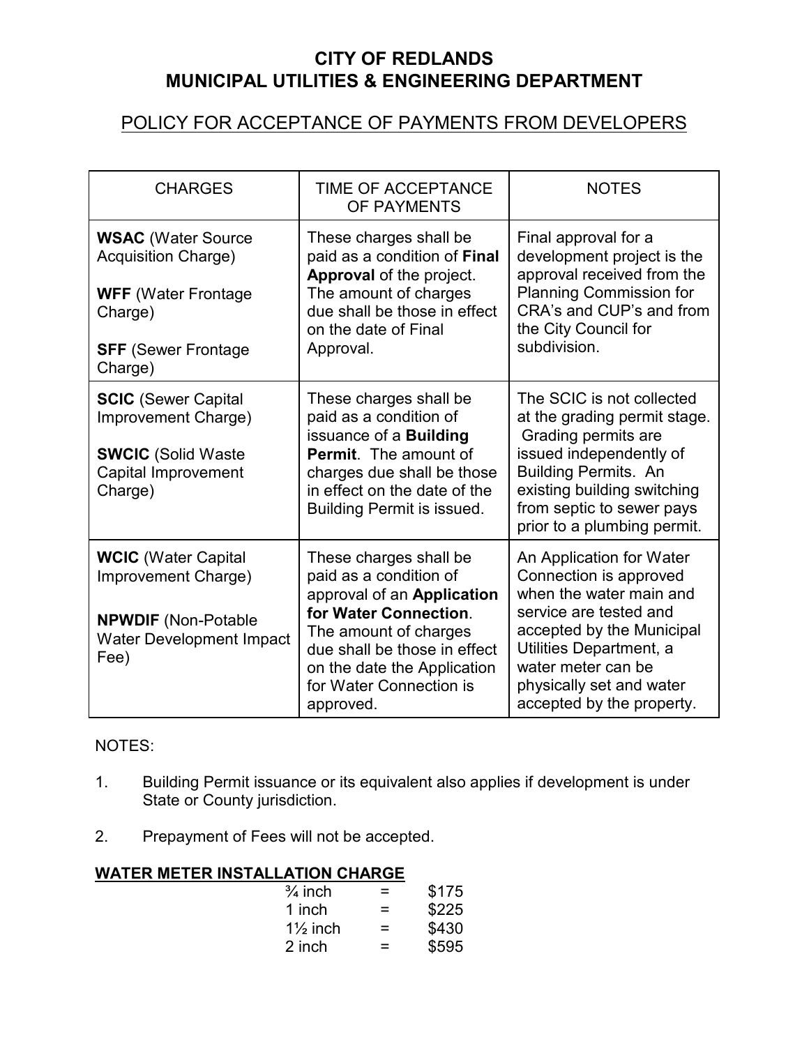# CITY OF REDLANDS
# MUNICIPAL UTILITIES & ENGINEERING DEPARTMENT

## POLICY FOR ACCEPTANCE OF PAYMENTS FROM DEVELOPERS

| CHARGES | TIME OF ACCEPTANCE OF PAYMENTS | NOTES |
|---|---|---|
| **WSAC** (Water Source Acquisition Charge)<br><br>**WFF** (Water Frontage Charge)<br><br>**SFF** (Sewer Frontage Charge) | These charges shall be paid as a condition of **Final Approval** of the project. The amount of charges due shall be those in effect on the date of Final Approval. | Final approval for a development project is the approval received from the Planning Commission for CRA's and CUP's and from the City Council for subdivision. |
| **SCIC** (Sewer Capital Improvement Charge)<br><br>**SWCIC** (Solid Waste Capital Improvement Charge) | These charges shall be paid as a condition of issuance of a **Building Permit**. The amount of charges due shall be those in effect on the date of the Building Permit is issued. | The SCIC is not collected at the grading permit stage. Grading permits are issued independently of Building Permits. An existing building switching from septic to sewer pays prior to a plumbing permit. |
| **WCIC** (Water Capital Improvement Charge)<br><br>**NPWDIF** (Non-Potable Water Development Impact Fee) | These charges shall be paid as a condition of approval of an **Application for Water Connection**. The amount of charges due shall be those in effect on the date the Application for Water Connection is approved. | An Application for Water Connection is approved when the water main and service are tested and accepted by the Municipal Utilities Department, a water meter can be physically set and water accepted by the property. |

NOTES:

1. Building Permit issuance or its equivalent also applies if development is under State or County jurisdiction.
2. Prepayment of Fees will not be accepted.

**WATER METER INSTALLATION CHARGE**

| | | |
|---|---|---|
| ¾ inch | = | $175 |
| 1 inch | = | $225 |
| 1½ inch | = | $430 |
| 2 inch | = | $595 |